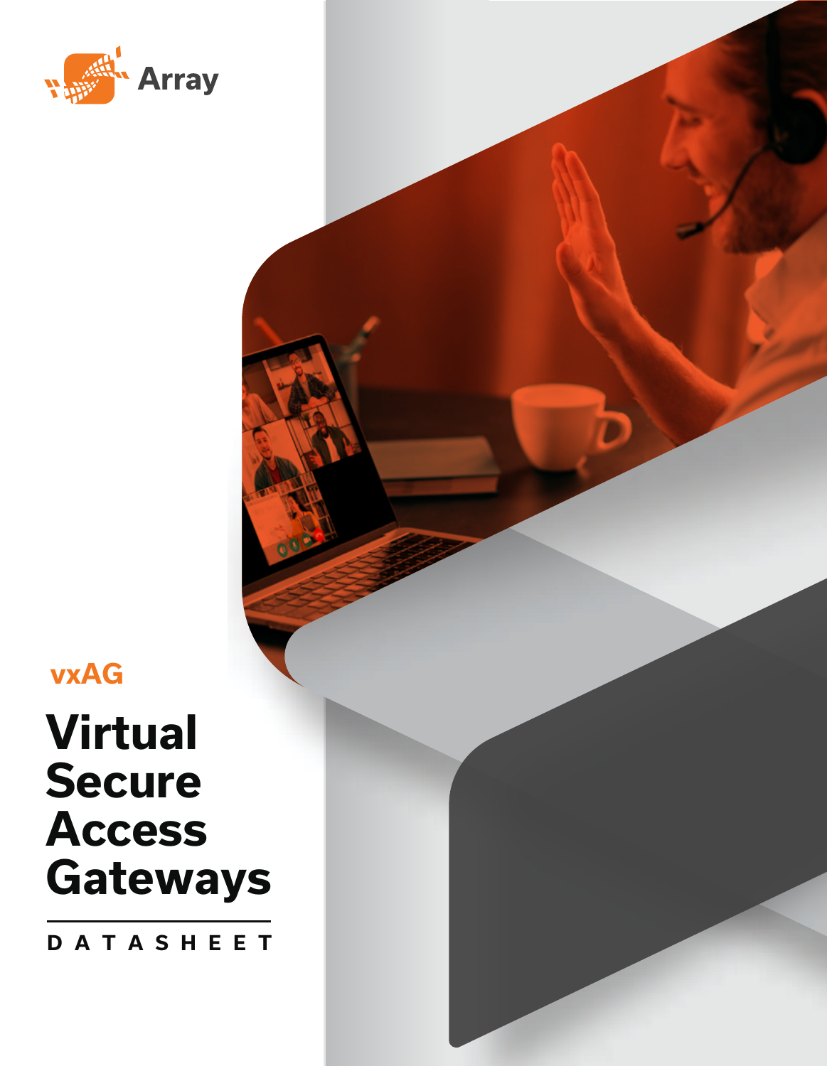Array

vxAG

# Virtual Secure Access Gateways

DATASHEET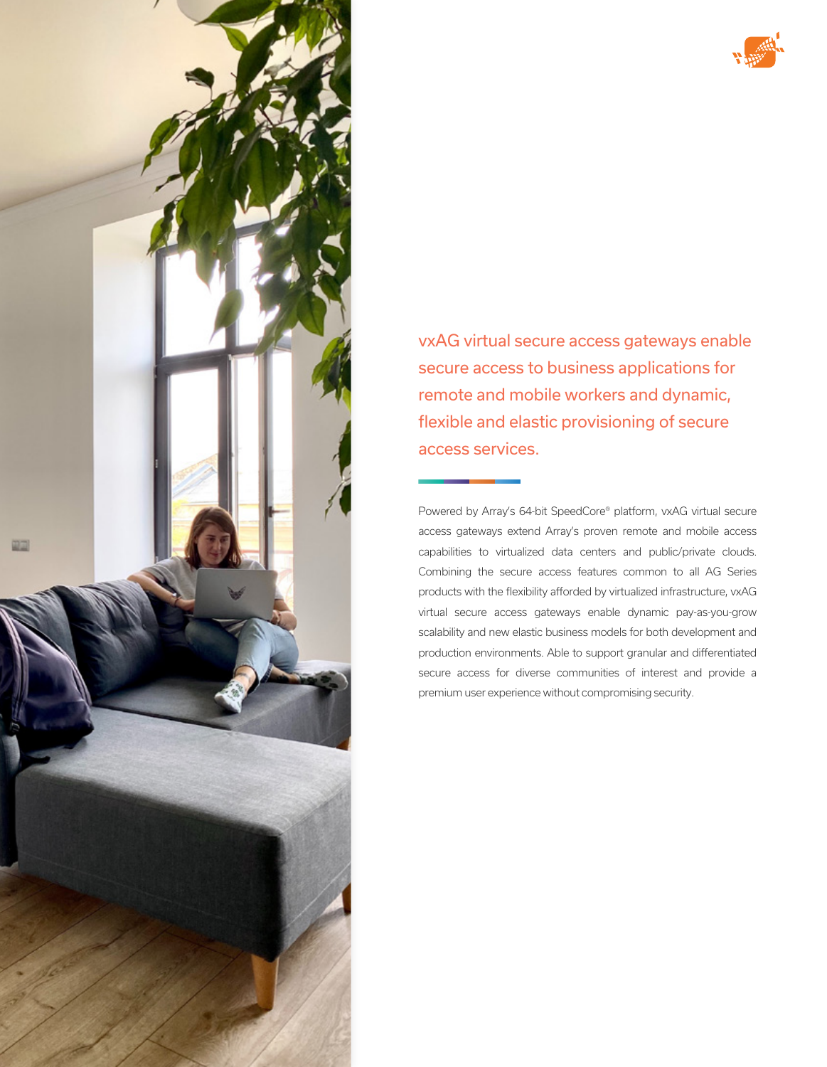vxAG virtual secure access gateways enable secure access to business applications for remote and mobile workers and dynamic, flexible and elastic provisioning of secure access services.

Powered by Array's 64-bit SpeedCore® platform, vxAG virtual secure access gateways extend Array's proven remote and mobile access capabilities to virtualized data centers and public/private clouds. Combining the secure access features common to all AG Series products with the flexibility afforded by virtualized infrastructure, vxAG virtual secure access gateways enable dynamic pay-as-you-grow scalability and new elastic business models for both development and production environments. Able to support granular and differentiated secure access for diverse communities of interest and provide a premium user experience without compromising security.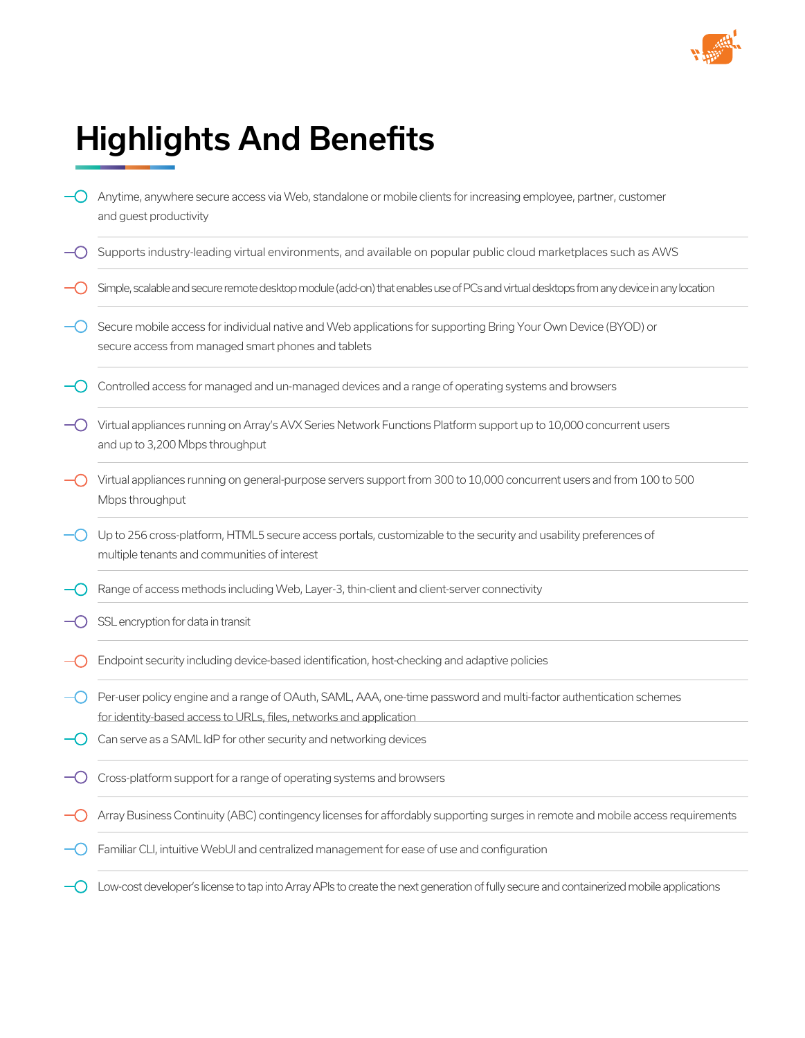# Highlights And Benefits

- Anytime, anywhere secure access via Web, standalone or mobile clients for increasing employee, partner, customer and guest productivity
- Supports industry-leading virtual environments, and available on popular public cloud marketplaces such as AWS
- Simple, scalable and secure remote desktop module (add-on) that enables use of PCs and virtual desktops from any device in any location
- Secure mobile access for individual native and Web applications for supporting Bring Your Own Device (BYOD) or secure access from managed smart phones and tablets
- Controlled access for managed and un-managed devices and a range of operating systems and browsers
- Virtual appliances running on Array's AVX Series Network Functions Platform support up to 10,000 concurrent users and up to 3,200 Mbps throughput
- Virtual appliances running on general-purpose servers support from 300 to 10,000 concurrent users and from 100 to 500 Mbps throughput
- Up to 256 cross-platform, HTML5 secure access portals, customizable to the security and usability preferences of multiple tenants and communities of interest
- Range of access methods including Web, Layer-3, thin-client and client-server connectivity
- SSL encryption for data in transit
- Endpoint security including device-based identification, host-checking and adaptive policies
- Per-user policy engine and a range of OAuth, SAML, AAA, one-time password and multi-factor authentication schemes for identity-based access to URLs, files, networks and application
- Can serve as a SAML IdP for other security and networking devices
- Cross-platform support for a range of operating systems and browsers
- Array Business Continuity (ABC) contingency licenses for affordably supporting surges in remote and mobile access requirements
- Familiar CLI, intuitive WebUI and centralized management for ease of use and configuration
- Low-cost developer's license to tap into Array APIs to create the next generation of fully secure and containerized mobile applications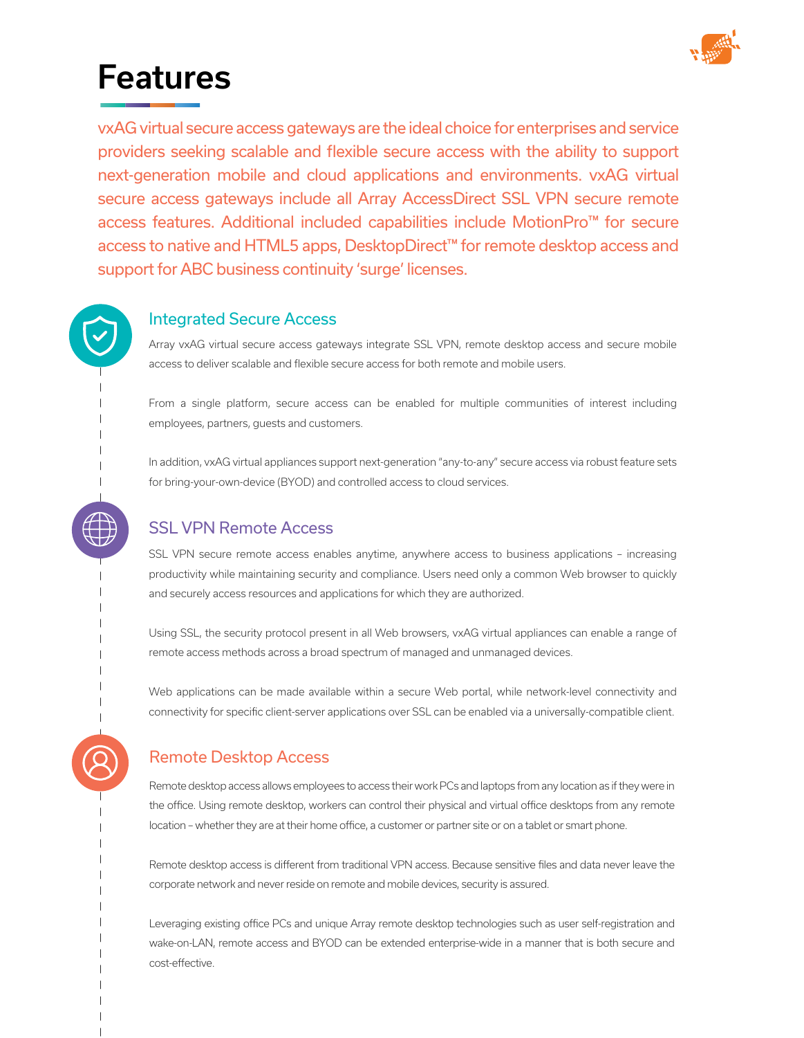# Features

vxAG virtual secure access gateways are the ideal choice for enterprises and service providers seeking scalable and flexible secure access with the ability to support next-generation mobile and cloud applications and environments. vxAG virtual secure access gateways include all Array AccessDirect SSL VPN secure remote access features. Additional included capabilities include MotionPro™ for secure access to native and HTML5 apps, DesktopDirect™ for remote desktop access and support for ABC business continuity 'surge' licenses.

## Integrated Secure Access

Array vxAG virtual secure access gateways integrate SSL VPN, remote desktop access and secure mobile access to deliver scalable and flexible secure access for both remote and mobile users.

From a single platform, secure access can be enabled for multiple communities of interest including employees, partners, guests and customers.

In addition, vxAG virtual appliances support next-generation "any-to-any" secure access via robust feature sets for bring-your-own-device (BYOD) and controlled access to cloud services.

## SSL VPN Remote Access

SSL VPN secure remote access enables anytime, anywhere access to business applications – increasing productivity while maintaining security and compliance. Users need only a common Web browser to quickly and securely access resources and applications for which they are authorized.

Using SSL, the security protocol present in all Web browsers, vxAG virtual appliances can enable a range of remote access methods across a broad spectrum of managed and unmanaged devices.

Web applications can be made available within a secure Web portal, while network-level connectivity and connectivity for specific client-server applications over SSL can be enabled via a universally-compatible client.

## Remote Desktop Access

Remote desktop access allows employees to access their work PCs and laptops from any location as if they were in the office. Using remote desktop, workers can control their physical and virtual office desktops from any remote location – whether they are at their home office, a customer or partner site or on a tablet or smart phone.

Remote desktop access is different from traditional VPN access. Because sensitive files and data never leave the corporate network and never reside on remote and mobile devices, security is assured.

Leveraging existing office PCs and unique Array remote desktop technologies such as user self-registration and wake-on-LAN, remote access and BYOD can be extended enterprise-wide in a manner that is both secure and cost-effective.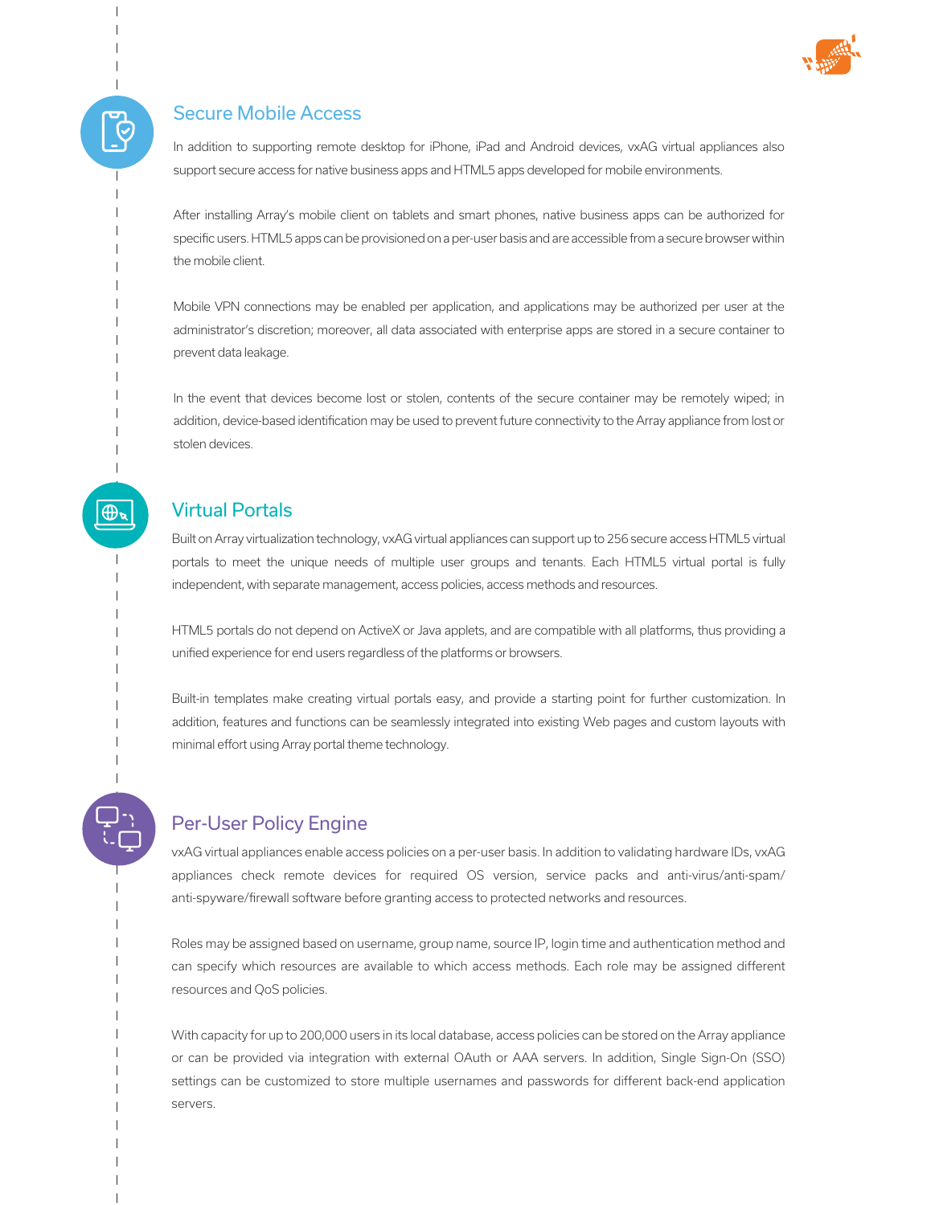## Secure Mobile Access

In addition to supporting remote desktop for iPhone, iPad and Android devices, vxAG virtual appliances also support secure access for native business apps and HTML5 apps developed for mobile environments.

After installing Array's mobile client on tablets and smart phones, native business apps can be authorized for specific users. HTML5 apps can be provisioned on a per-user basis and are accessible from a secure browser within the mobile client.

Mobile VPN connections may be enabled per application, and applications may be authorized per user at the administrator's discretion; moreover, all data associated with enterprise apps are stored in a secure container to prevent data leakage.

In the event that devices become lost or stolen, contents of the secure container may be remotely wiped; in addition, device-based identification may be used to prevent future connectivity to the Array appliance from lost or stolen devices.

## Virtual Portals

Built on Array virtualization technology, vxAG virtual appliances can support up to 256 secure access HTML5 virtual portals to meet the unique needs of multiple user groups and tenants. Each HTML5 virtual portal is fully independent, with separate management, access policies, access methods and resources.

HTML5 portals do not depend on ActiveX or Java applets, and are compatible with all platforms, thus providing a unified experience for end users regardless of the platforms or browsers.

Built-in templates make creating virtual portals easy, and provide a starting point for further customization. In addition, features and functions can be seamlessly integrated into existing Web pages and custom layouts with minimal effort using Array portal theme technology.

## Per-User Policy Engine

vxAG virtual appliances enable access policies on a per-user basis. In addition to validating hardware IDs, vxAG appliances check remote devices for required OS version, service packs and anti-virus/anti-spam/anti-spyware/firewall software before granting access to protected networks and resources.

Roles may be assigned based on username, group name, source IP, login time and authentication method and can specify which resources are available to which access methods. Each role may be assigned different resources and QoS policies.

With capacity for up to 200,000 users in its local database, access policies can be stored on the Array appliance or can be provided via integration with external OAuth or AAA servers. In addition, Single Sign-On (SSO) settings can be customized to store multiple usernames and passwords for different back-end application servers.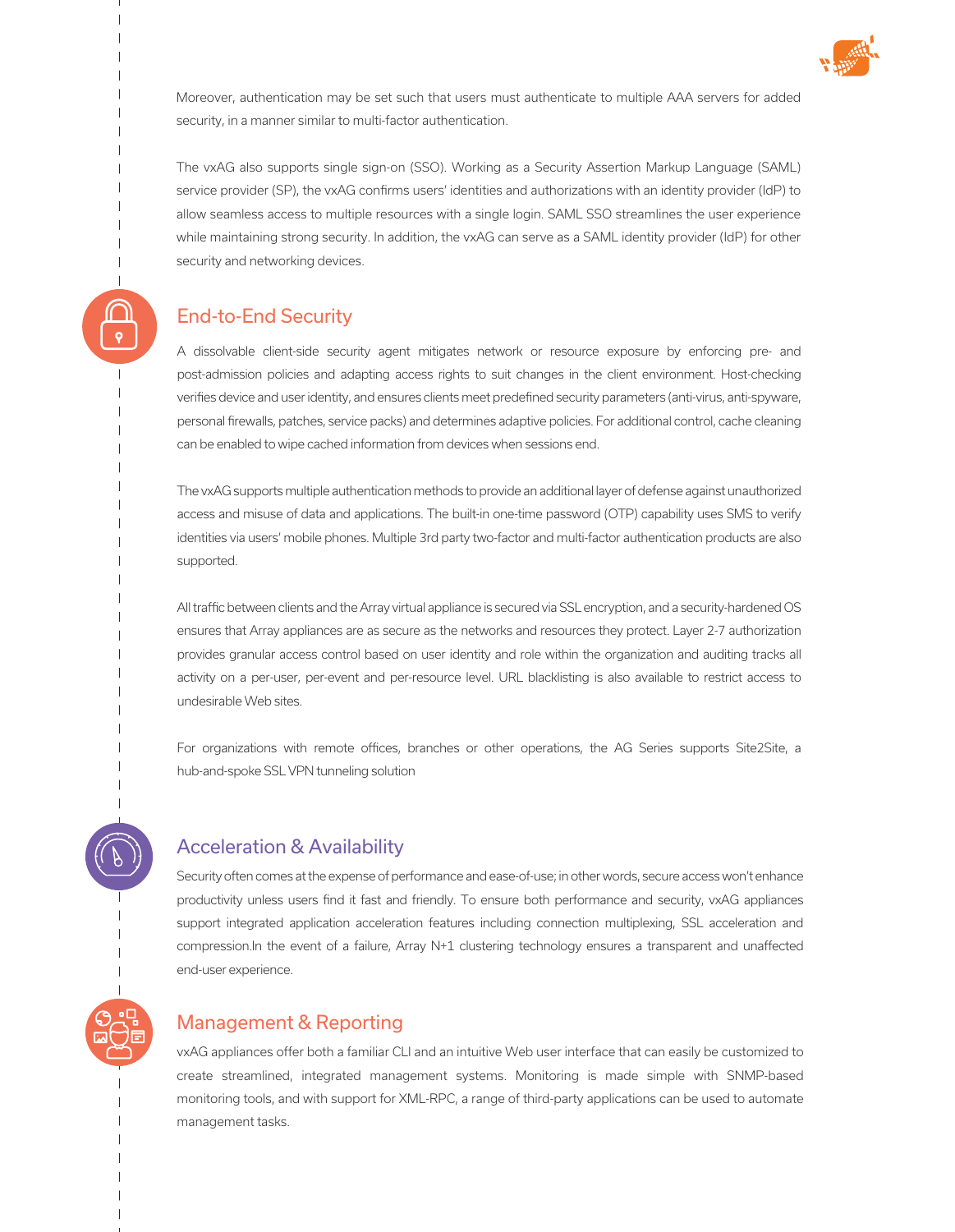Moreover, authentication may be set such that users must authenticate to multiple AAA servers for added security, in a manner similar to multi-factor authentication.

The vxAG also supports single sign-on (SSO). Working as a Security Assertion Markup Language (SAML) service provider (SP), the vxAG confirms users' identities and authorizations with an identity provider (IdP) to allow seamless access to multiple resources with a single login. SAML SSO streamlines the user experience while maintaining strong security. In addition, the vxAG can serve as a SAML identity provider (IdP) for other security and networking devices.

## End-to-End Security

A dissolvable client-side security agent mitigates network or resource exposure by enforcing pre- and post-admission policies and adapting access rights to suit changes in the client environment. Host-checking verifies device and user identity, and ensures clients meet predefined security parameters (anti-virus, anti-spyware, personal firewalls, patches, service packs) and determines adaptive policies. For additional control, cache cleaning can be enabled to wipe cached information from devices when sessions end.

The vxAG supports multiple authentication methods to provide an additional layer of defense against unauthorized access and misuse of data and applications. The built-in one-time password (OTP) capability uses SMS to verify identities via users' mobile phones. Multiple 3rd party two-factor and multi-factor authentication products are also supported.

All traffic between clients and the Array virtual appliance is secured via SSL encryption, and a security-hardened OS ensures that Array appliances are as secure as the networks and resources they protect. Layer 2-7 authorization provides granular access control based on user identity and role within the organization and auditing tracks all activity on a per-user, per-event and per-resource level. URL blacklisting is also available to restrict access to undesirable Web sites.

For organizations with remote offices, branches or other operations, the AG Series supports Site2Site, a hub-and-spoke SSL VPN tunneling solution

## Acceleration & Availability

Security often comes at the expense of performance and ease-of-use; in other words, secure access won't enhance productivity unless users find it fast and friendly. To ensure both performance and security, vxAG appliances support integrated application acceleration features including connection multiplexing, SSL acceleration and compression.In the event of a failure, Array N+1 clustering technology ensures a transparent and unaffected end-user experience.

## Management & Reporting

vxAG appliances offer both a familiar CLI and an intuitive Web user interface that can easily be customized to create streamlined, integrated management systems. Monitoring is made simple with SNMP-based monitoring tools, and with support for XML-RPC, a range of third-party applications can be used to automate management tasks.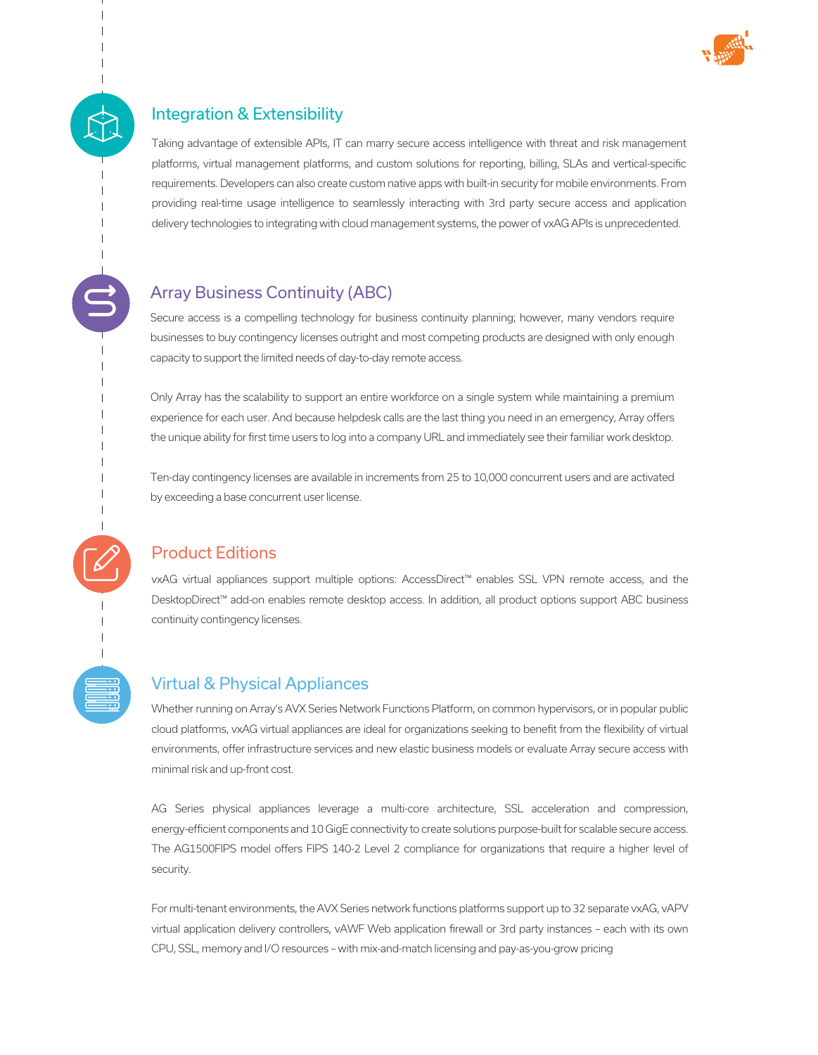## Integration & Extensibility

Taking advantage of extensible APIs, IT can marry secure access intelligence with threat and risk management platforms, virtual management platforms, and custom solutions for reporting, billing, SLAs and vertical-specific requirements. Developers can also create custom native apps with built-in security for mobile environments. From providing real-time usage intelligence to seamlessly interacting with 3rd party secure access and application delivery technologies to integrating with cloud management systems, the power of vxAG APIs is unprecedented.

## Array Business Continuity (ABC)

Secure access is a compelling technology for business continuity planning; however, many vendors require businesses to buy contingency licenses outright and most competing products are designed with only enough capacity to support the limited needs of day-to-day remote access.

Only Array has the scalability to support an entire workforce on a single system while maintaining a premium experience for each user. And because helpdesk calls are the last thing you need in an emergency, Array offers the unique ability for first time users to log into a company URL and immediately see their familiar work desktop.

Ten-day contingency licenses are available in increments from 25 to 10,000 concurrent users and are activated by exceeding a base concurrent user license.

## Product Editions

vxAG virtual appliances support multiple options: AccessDirect™ enables SSL VPN remote access, and the DesktopDirect™ add-on enables remote desktop access. In addition, all product options support ABC business continuity contingency licenses.

## Virtual & Physical Appliances

Whether running on Array's AVX Series Network Functions Platform, on common hypervisors, or in popular public cloud platforms, vxAG virtual appliances are ideal for organizations seeking to benefit from the flexibility of virtual environments, offer infrastructure services and new elastic business models or evaluate Array secure access with minimal risk and up-front cost.

AG Series physical appliances leverage a multi-core architecture, SSL acceleration and compression, energy-efficient components and 10 GigE connectivity to create solutions purpose-built for scalable secure access. The AG1500FIPS model offers FIPS 140-2 Level 2 compliance for organizations that require a higher level of security.

For multi-tenant environments, the AVX Series network functions platforms support up to 32 separate vxAG, vAPV virtual application delivery controllers, vAWF Web application firewall or 3rd party instances – each with its own CPU, SSL, memory and I/O resources – with mix-and-match licensing and pay-as-you-grow pricing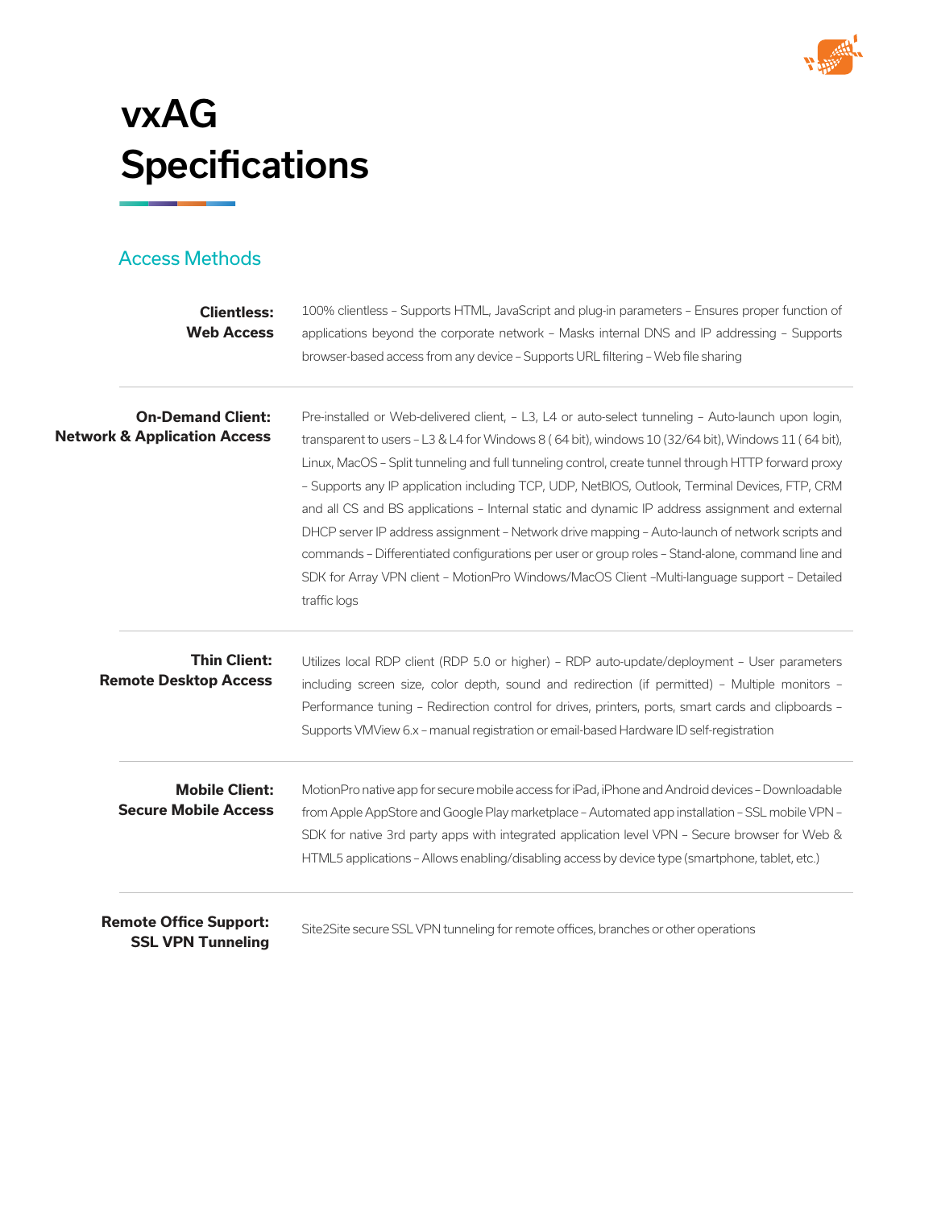# vxAG Specifications

## Access Methods

| | |
|---|---|
| **Clientless: Web Access** | 100% clientless – Supports HTML, JavaScript and plug-in parameters – Ensures proper function of applications beyond the corporate network – Masks internal DNS and IP addressing – Supports browser-based access from any device – Supports URL filtering – Web file sharing |
| **On-Demand Client: Network & Application Access** | Pre-installed or Web-delivered client, – L3, L4 or auto-select tunneling – Auto-launch upon login, transparent to users – L3 & L4 for Windows 8 ( 64 bit), windows 10 (32/64 bit), Windows 11 ( 64 bit), Linux, MacOS – Split tunneling and full tunneling control, create tunnel through HTTP forward proxy – Supports any IP application including TCP, UDP, NetBIOS, Outlook, Terminal Devices, FTP, CRM and all CS and BS applications – Internal static and dynamic IP address assignment and external DHCP server IP address assignment – Network drive mapping – Auto-launch of network scripts and commands – Differentiated configurations per user or group roles – Stand-alone, command line and SDK for Array VPN client – MotionPro Windows/MacOS Client –Multi-language support – Detailed traffic logs |
| **Thin Client: Remote Desktop Access** | Utilizes local RDP client (RDP 5.0 or higher) – RDP auto-update/deployment – User parameters including screen size, color depth, sound and redirection (if permitted) – Multiple monitors – Performance tuning – Redirection control for drives, printers, ports, smart cards and clipboards – Supports VMView 6.x – manual registration or email-based Hardware ID self-registration |
| **Mobile Client: Secure Mobile Access** | MotionPro native app for secure mobile access for iPad, iPhone and Android devices – Downloadable from Apple AppStore and Google Play marketplace – Automated app installation – SSL mobile VPN – SDK for native 3rd party apps with integrated application level VPN – Secure browser for Web & HTML5 applications – Allows enabling/disabling access by device type (smartphone, tablet, etc.) |
| **Remote Office Support: SSL VPN Tunneling** | Site2Site secure SSL VPN tunneling for remote offices, branches or other operations |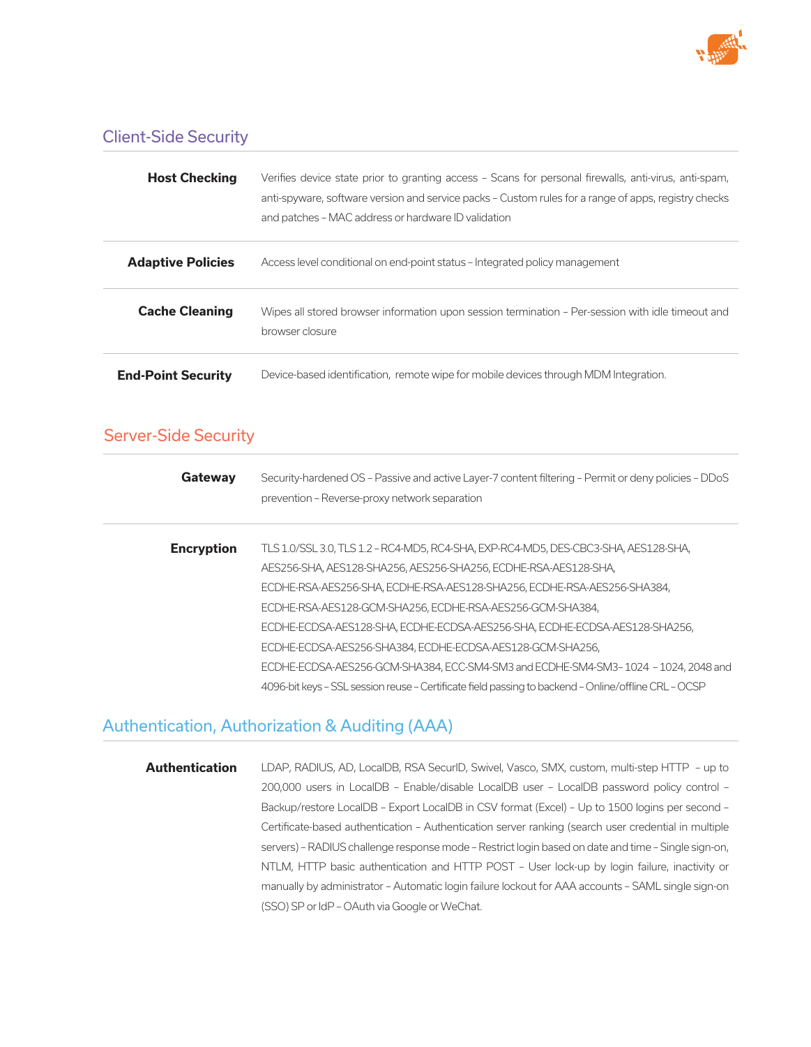## Client-Side Security

| | |
|---|---|
| **Host Checking** | Verifies device state prior to granting access – Scans for personal firewalls, anti-virus, anti-spam, anti-spyware, software version and service packs – Custom rules for a range of apps, registry checks and patches – MAC address or hardware ID validation |
| **Adaptive Policies** | Access level conditional on end-point status – Integrated policy management |
| **Cache Cleaning** | Wipes all stored browser information upon session termination – Per-session with idle timeout and browser closure |
| **End-Point Security** | Device-based identification, remote wipe for mobile devices through MDM Integration. |

## Server-Side Security

| | |
|---|---|
| **Gateway** | Security-hardened OS – Passive and active Layer-7 content filtering – Permit or deny policies – DDoS prevention – Reverse-proxy network separation |
| **Encryption** | TLS 1.0/SSL 3.0, TLS 1.2 – RC4-MD5, RC4-SHA, EXP-RC4-MD5, DES-CBC3-SHA, AES128-SHA, AES256-SHA, AES128-SHA256, AES256-SHA256, ECDHE-RSA-AES128-SHA, ECDHE-RSA-AES256-SHA, ECDHE-RSA-AES128-SHA256, ECDHE-RSA-AES256-SHA384, ECDHE-RSA-AES128-GCM-SHA256, ECDHE-RSA-AES256-GCM-SHA384, ECDHE-ECDSA-AES128-SHA, ECDHE-ECDSA-AES256-SHA, ECDHE-ECDSA-AES128-SHA256, ECDHE-ECDSA-AES256-SHA384, ECDHE-ECDSA-AES128-GCM-SHA256, ECDHE-ECDSA-AES256-GCM-SHA384, ECC-SM4-SM3 and ECDHE-SM4-SM3– 1024 – 1024, 2048 and 4096-bit keys – SSL session reuse – Certificate field passing to backend – Online/offline CRL – OCSP |

## Authentication, Authorization & Auditing (AAA)

| | |
|---|---|
| **Authentication** | LDAP, RADIUS, AD, LocalDB, RSA SecurID, Swivel, Vasco, SMX, custom, multi-step HTTP – up to 200,000 users in LocalDB – Enable/disable LocalDB user – LocalDB password policy control – Backup/restore LocalDB – Export LocalDB in CSV format (Excel) – Up to 1500 logins per second – Certificate-based authentication – Authentication server ranking (search user credential in multiple servers) – RADIUS challenge response mode – Restrict login based on date and time – Single sign-on, NTLM, HTTP basic authentication and HTTP POST – User lock-up by login failure, inactivity or manually by administrator – Automatic login failure lockout for AAA accounts – SAML single sign-on (SSO) SP or IdP – OAuth via Google or WeChat. |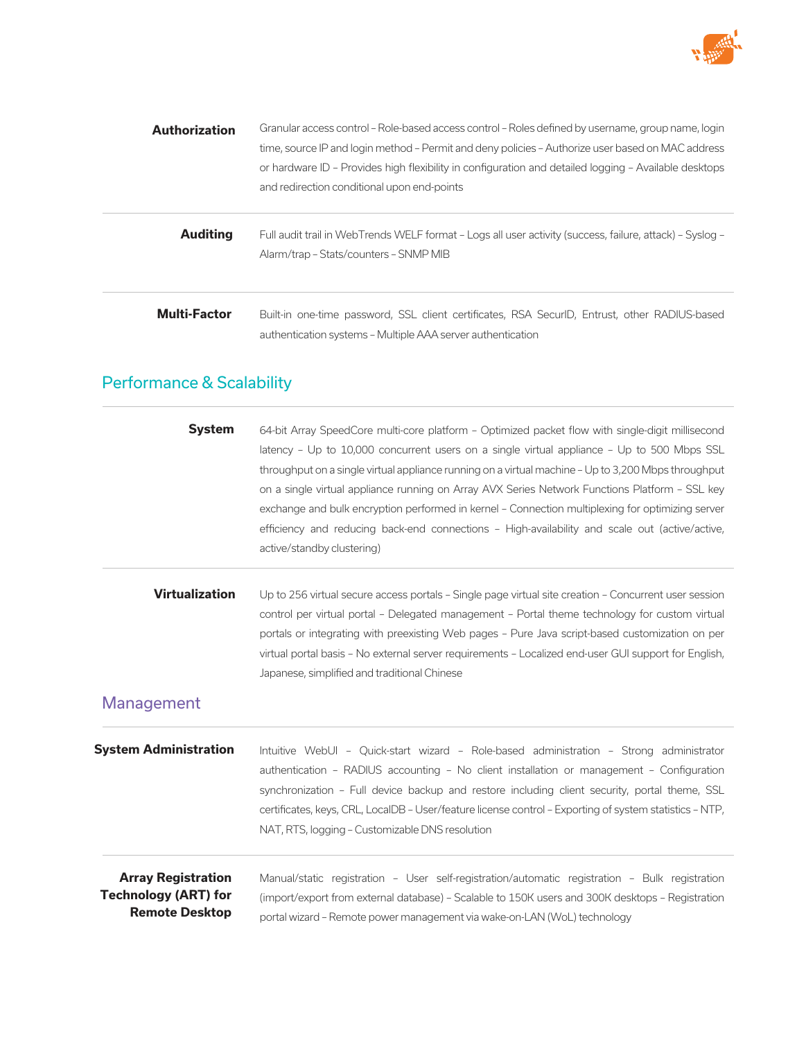| | |
|---|---|
| **Authorization** | Granular access control – Role-based access control – Roles defined by username, group name, login time, source IP and login method – Permit and deny policies – Authorize user based on MAC address or hardware ID – Provides high flexibility in configuration and detailed logging – Available desktops and redirection conditional upon end-points |
| **Auditing** | Full audit trail in WebTrends WELF format – Logs all user activity (success, failure, attack) – Syslog – Alarm/trap – Stats/counters – SNMP MIB |
| **Multi-Factor** | Built-in one-time password, SSL client certificates, RSA SecurID, Entrust, other RADIUS-based authentication systems – Multiple AAA server authentication |

## Performance & Scalability

| | |
|---|---|
| **System** | 64-bit Array SpeedCore multi-core platform – Optimized packet flow with single-digit millisecond latency – Up to 10,000 concurrent users on a single virtual appliance – Up to 500 Mbps SSL throughput on a single virtual appliance running on a virtual machine – Up to 3,200 Mbps throughput on a single virtual appliance running on Array AVX Series Network Functions Platform – SSL key exchange and bulk encryption performed in kernel – Connection multiplexing for optimizing server efficiency and reducing back-end connections – High-availability and scale out (active/active, active/standby clustering) |
| **Virtualization** | Up to 256 virtual secure access portals – Single page virtual site creation – Concurrent user session control per virtual portal – Delegated management – Portal theme technology for custom virtual portals or integrating with preexisting Web pages – Pure Java script-based customization on per virtual portal basis – No external server requirements – Localized end-user GUI support for English, Japanese, simplified and traditional Chinese |

## Management

| | |
|---|---|
| **System Administration** | Intuitive WebUI – Quick-start wizard – Role-based administration – Strong administrator authentication – RADIUS accounting – No client installation or management – Configuration synchronization – Full device backup and restore including client security, portal theme, SSL certificates, keys, CRL, LocalDB – User/feature license control – Exporting of system statistics – NTP, NAT, RTS, logging – Customizable DNS resolution |
| **Array Registration Technology (ART) for Remote Desktop** | Manual/static registration – User self-registration/automatic registration – Bulk registration (import/export from external database) – Scalable to 150K users and 300K desktops – Registration portal wizard – Remote power management via wake-on-LAN (WoL) technology |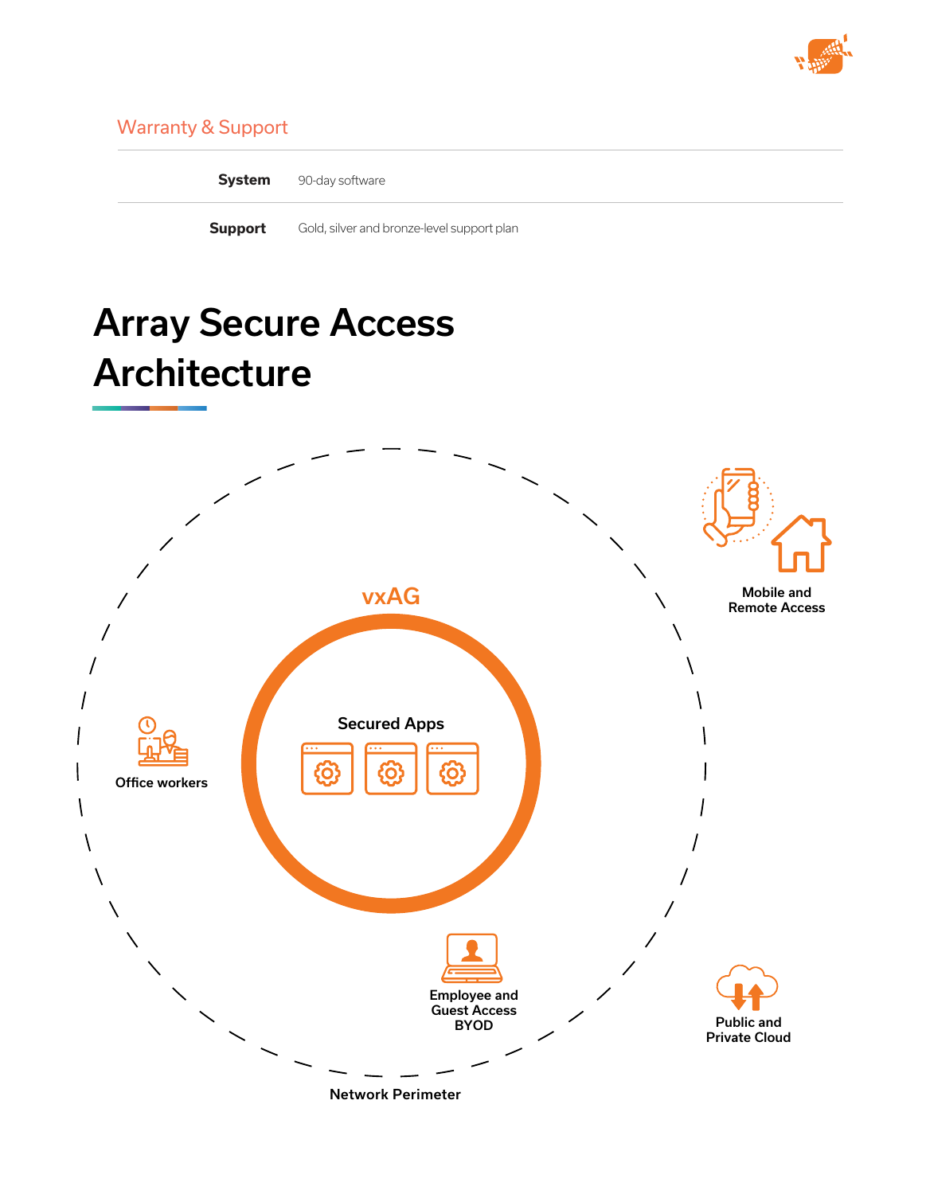## Warranty & Support

| | |
|---|---|
| **System** | 90-day software |
| **Support** | Gold, silver and bronze-level support plan |

# Array Secure Access Architecture

vxAG

Secured Apps

Mobile and Remote Access

Office workers

Employee and Guest Access BYOD

Public and Private Cloud

Network Perimeter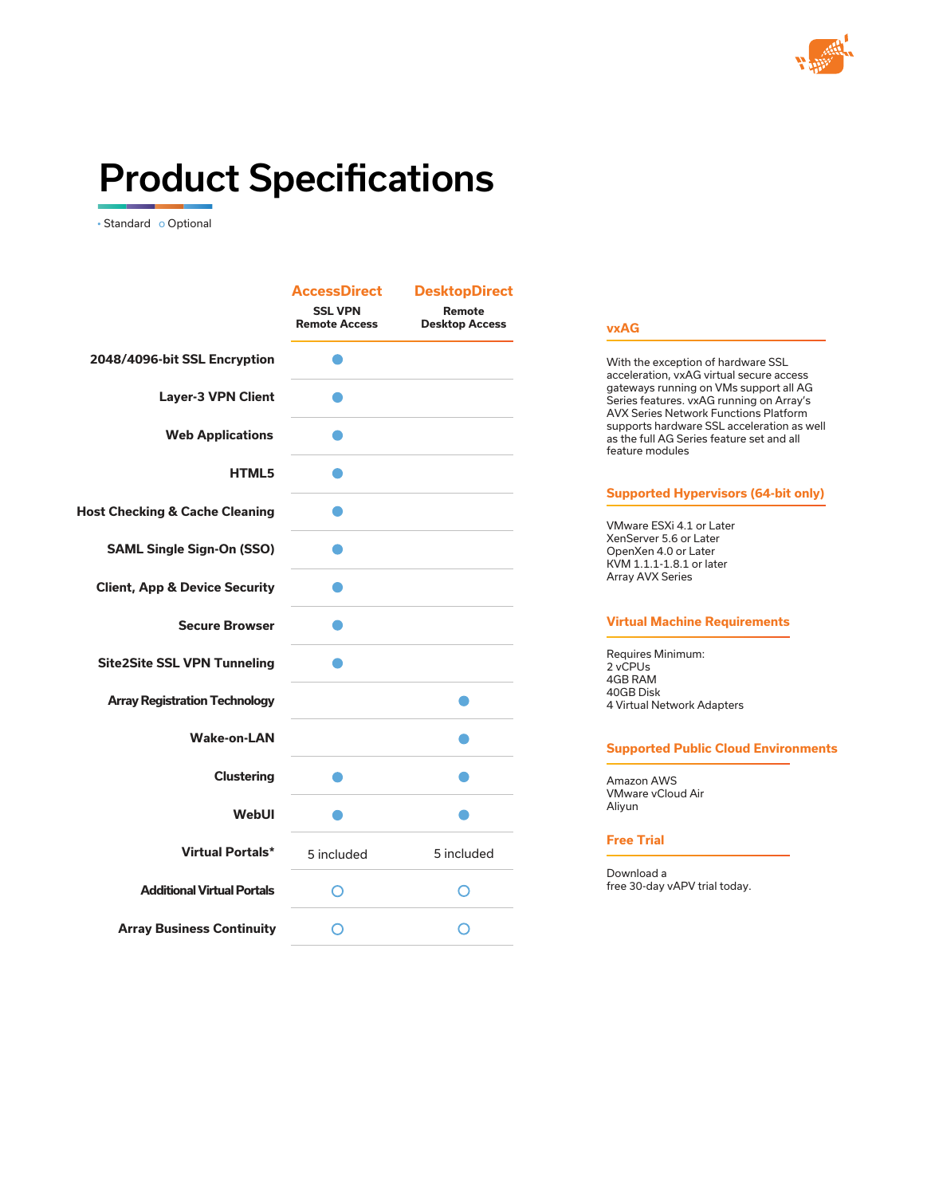# Product Specifications

• Standard  ○ Optional

| | AccessDirect SSL VPN Remote Access | DesktopDirect Remote Desktop Access |
|---|---|---|
| 2048/4096-bit SSL Encryption | • | |
| Layer-3 VPN Client | • | |
| Web Applications | • | |
| HTML5 | • | |
| Host Checking & Cache Cleaning | • | |
| SAML Single Sign-On (SSO) | • | |
| Client, App & Device Security | • | |
| Secure Browser | • | |
| Site2Site SSL VPN Tunneling | • | |
| Array Registration Technology | | • |
| Wake-on-LAN | | • |
| Clustering | • | • |
| WebUI | • | • |
| Virtual Portals* | 5 included | 5 included |
| Additional Virtual Portals | ○ | ○ |
| Array Business Continuity | ○ | ○ |

## vxAG

With the exception of hardware SSL acceleration, vxAG virtual secure access gateways running on VMs support all AG Series features. vxAG running on Array's AVX Series Network Functions Platform supports hardware SSL acceleration as well as the full AG Series feature set and all feature modules

## Supported Hypervisors (64-bit only)

VMware ESXi 4.1 or Later
XenServer 5.6 or Later
OpenXen 4.0 or Later
KVM 1.1.1-1.8.1 or later
Array AVX Series

## Virtual Machine Requirements

Requires Minimum:
2 vCPUs
4GB RAM
40GB Disk
4 Virtual Network Adapters

## Supported Public Cloud Environments

Amazon AWS
VMware vCloud Air
Aliyun

## Free Trial

Download a
free 30-day vAPV trial today.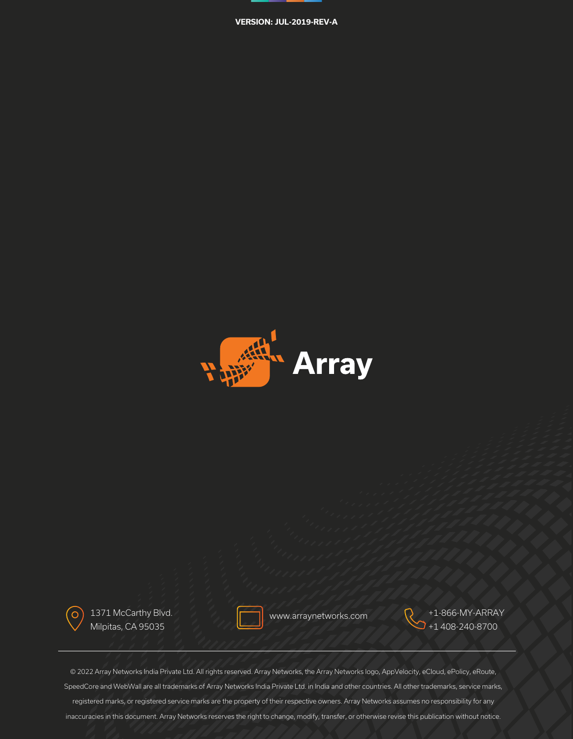**VERSION: JUL-2019-REV-A**

Array

1371 McCarthy Blvd.
Milpitas, CA 95035

www.arraynetworks.com

+1-866-MY-ARRAY
+1 408-240-8700

© 2022 Array Networks India Private Ltd. All rights reserved. Array Networks, the Array Networks logo, AppVelocity, eCloud, ePolicy, eRoute, SpeedCore and WebWall are all trademarks of Array Networks India Private Ltd. in India and other countries. All other trademarks, service marks, registered marks, or registered service marks are the property of their respective owners. Array Networks assumes no responsibility for any inaccuracies in this document. Array Networks reserves the right to change, modify, transfer, or otherwise revise this publication without notice.